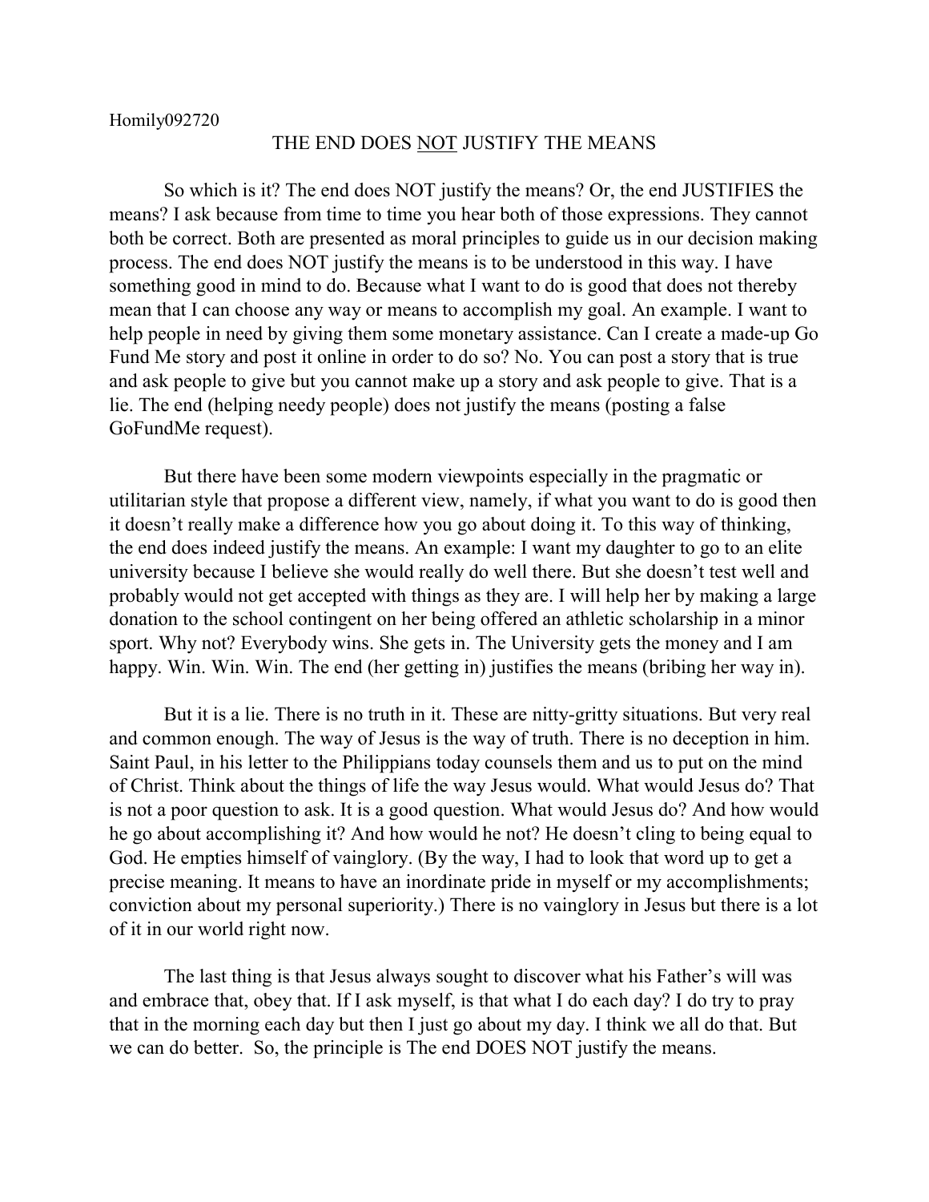Homily092720

# THE END DOES <u>NOT</u> JUSTIFY THE MEANS

So which is it? The end does NOT justify the means? Or, the end JUSTIFIES the means? I ask because from time to time you hear both of those expressions. They cannot both be correct. Both are presented as moral principles to guide us in our decision making process. The end does NOT justify the means is to be understood in this way. I have something good in mind to do. Because what I want to do is good that does not thereby mean that I can choose any way or means to accomplish my goal. An example. I want to help people in need by giving them some monetary assistance. Can I create a made-up Go Fund Me story and post it online in order to do so? No. You can post a story that is true and ask people to give but you cannot make up a story and ask people to give. That is a lie. The end (helping needy people) does not justify the means (posting a false GoFundMe request).

But there have been some modern viewpoints especially in the pragmatic or utilitarian style that propose a different view, namely, if what you want to do is good then it doesn't really make a difference how you go about doing it. To this way of thinking, the end does indeed justify the means. An example: I want my daughter to go to an elite university because I believe she would really do well there. But she doesn't test well and probably would not get accepted with things as they are. I will help her by making a large donation to the school contingent on her being offered an athletic scholarship in a minor sport. Why not? Everybody wins. She gets in. The University gets the money and I am happy. Win. Win. Win. The end (her getting in) justifies the means (bribing her way in).

But it is a lie. There is no truth in it. These are nitty-gritty situations. But very real and common enough. The way of Jesus is the way of truth. There is no deception in him. Saint Paul, in his letter to the Philippians today counsels them and us to put on the mind of Christ. Think about the things of life the way Jesus would. What would Jesus do? That is not a poor question to ask. It is a good question. What would Jesus do? And how would he go about accomplishing it? And how would he not? He doesn't cling to being equal to God. He empties himself of vainglory. (By the way, I had to look that word up to get a precise meaning. It means to have an inordinate pride in myself or my accomplishments; conviction about my personal superiority.) There is no vainglory in Jesus but there is a lot of it in our world right now.

The last thing is that Jesus always sought to discover what his Father's will was and embrace that, obey that. If I ask myself, is that what I do each day? I do try to pray that in the morning each day but then I just go about my day. I think we all do that. But we can do better. So, the principle is The end DOES NOT justify the means.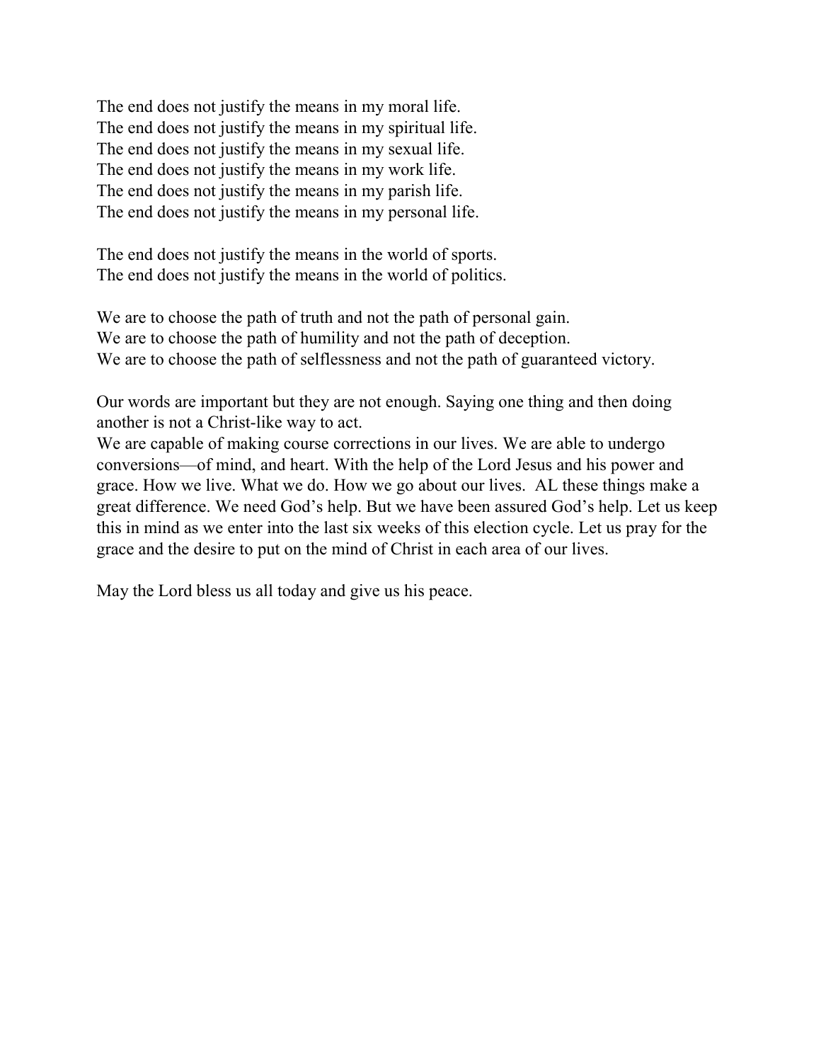The end does not justify the means in my moral life.
The end does not justify the means in my spiritual life.
The end does not justify the means in my sexual life.
The end does not justify the means in my work life.
The end does not justify the means in my parish life.
The end does not justify the means in my personal life.

The end does not justify the means in the world of sports.
The end does not justify the means in the world of politics.

We are to choose the path of truth and not the path of personal gain.
We are to choose the path of humility and not the path of deception.
We are to choose the path of selflessness and not the path of guaranteed victory.

Our words are important but they are not enough. Saying one thing and then doing another is not a Christ-like way to act.
We are capable of making course corrections in our lives. We are able to undergo conversions—of mind, and heart. With the help of the Lord Jesus and his power and grace. How we live. What we do. How we go about our lives. AL these things make a great difference. We need God's help. But we have been assured God's help. Let us keep this in mind as we enter into the last six weeks of this election cycle. Let us pray for the grace and the desire to put on the mind of Christ in each area of our lives.

May the Lord bless us all today and give us his peace.